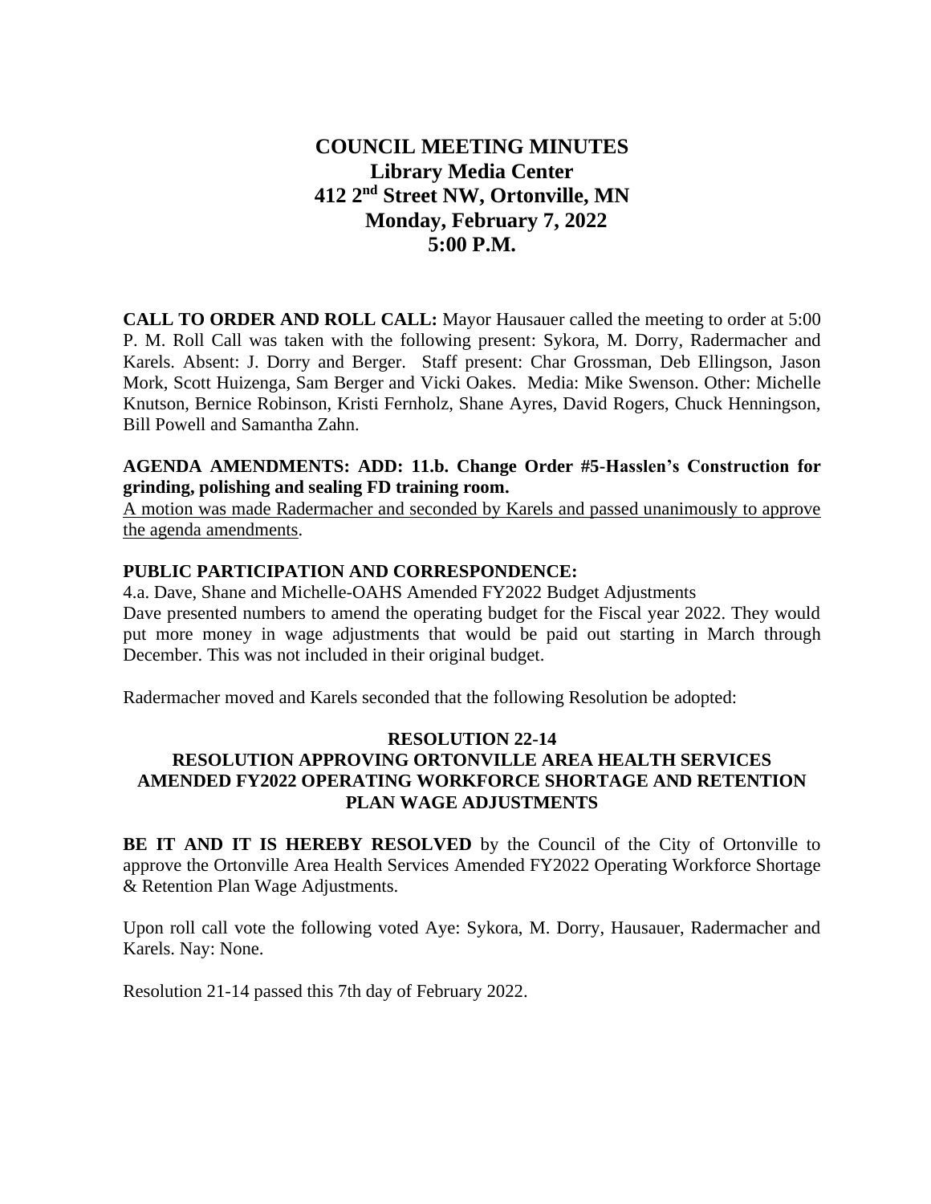# COUNCIL MEETING MINUTES
## Library Media Center
## 412 2nd Street NW, Ortonville, MN
## Monday, February 7, 2022
## 5:00 P.M.

**CALL TO ORDER AND ROLL CALL:** Mayor Hausauer called the meeting to order at 5:00 P. M. Roll Call was taken with the following present: Sykora, M. Dorry, Radermacher and Karels. Absent: J. Dorry and Berger. Staff present: Char Grossman, Deb Ellingson, Jason Mork, Scott Huizenga, Sam Berger and Vicki Oakes. Media: Mike Swenson. Other: Michelle Knutson, Bernice Robinson, Kristi Fernholz, Shane Ayres, David Rogers, Chuck Henningson, Bill Powell and Samantha Zahn.

**AGENDA AMENDMENTS: ADD: 11.b. Change Order #5-Hasslen's Construction for grinding, polishing and sealing FD training room.**

<u>A motion was made Radermacher and seconded by Karels and passed unanimously to approve the agenda amendments</u>.

**PUBLIC PARTICIPATION AND CORRESPONDENCE:**

4.a. Dave, Shane and Michelle-OAHS Amended FY2022 Budget Adjustments

Dave presented numbers to amend the operating budget for the Fiscal year 2022. They would put more money in wage adjustments that would be paid out starting in March through December. This was not included in their original budget.

Radermacher moved and Karels seconded that the following Resolution be adopted:

**RESOLUTION 22-14**
**RESOLUTION APPROVING ORTONVILLE AREA HEALTH SERVICES AMENDED FY2022 OPERATING WORKFORCE SHORTAGE AND RETENTION PLAN WAGE ADJUSTMENTS**

**BE IT AND IT IS HEREBY RESOLVED** by the Council of the City of Ortonville to approve the Ortonville Area Health Services Amended FY2022 Operating Workforce Shortage & Retention Plan Wage Adjustments.

Upon roll call vote the following voted Aye: Sykora, M. Dorry, Hausauer, Radermacher and Karels. Nay: None.

Resolution 21-14 passed this 7th day of February 2022.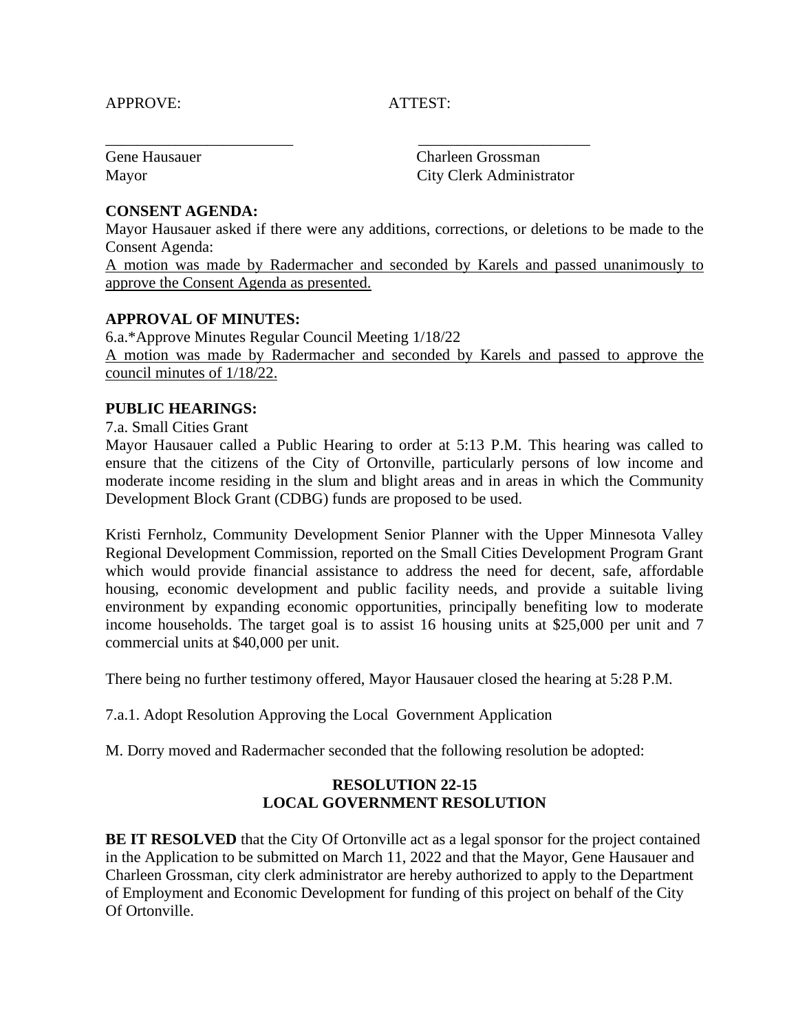APPROVE: ATTEST:

\_\_\_\_\_\_\_\_\_\_\_\_\_\_\_\_\_\_\_\_\_\_\_\_ \_\_\_\_\_\_\_\_\_\_\_\_\_\_\_\_\_\_\_\_\_\_\_\_

Gene Hausauer Charleen Grossman
Mayor City Clerk Administrator

**CONSENT AGENDA:**

Mayor Hausauer asked if there were any additions, corrections, or deletions to be made to the Consent Agenda:

A motion was made by Radermacher and seconded by Karels and passed unanimously to approve the Consent Agenda as presented.

**APPROVAL OF MINUTES:**

6.a.*Approve Minutes Regular Council Meeting 1/18/22

A motion was made by Radermacher and seconded by Karels and passed to approve the council minutes of 1/18/22.

**PUBLIC HEARINGS:**

7.a. Small Cities Grant

Mayor Hausauer called a Public Hearing to order at 5:13 P.M. This hearing was called to ensure that the citizens of the City of Ortonville, particularly persons of low income and moderate income residing in the slum and blight areas and in areas in which the Community Development Block Grant (CDBG) funds are proposed to be used.

Kristi Fernholz, Community Development Senior Planner with the Upper Minnesota Valley Regional Development Commission, reported on the Small Cities Development Program Grant which would provide financial assistance to address the need for decent, safe, affordable housing, economic development and public facility needs, and provide a suitable living environment by expanding economic opportunities, principally benefiting low to moderate income households. The target goal is to assist 16 housing units at $25,000 per unit and 7 commercial units at $40,000 per unit.

There being no further testimony offered, Mayor Hausauer closed the hearing at 5:28 P.M.

7.a.1. Adopt Resolution Approving the Local Government Application

M. Dorry moved and Radermacher seconded that the following resolution be adopted:

**RESOLUTION 22-15**
**LOCAL GOVERNMENT RESOLUTION**

**BE IT RESOLVED** that the City Of Ortonville act as a legal sponsor for the project contained in the Application to be submitted on March 11, 2022 and that the Mayor, Gene Hausauer and Charleen Grossman, city clerk administrator are hereby authorized to apply to the Department of Employment and Economic Development for funding of this project on behalf of the City Of Ortonville.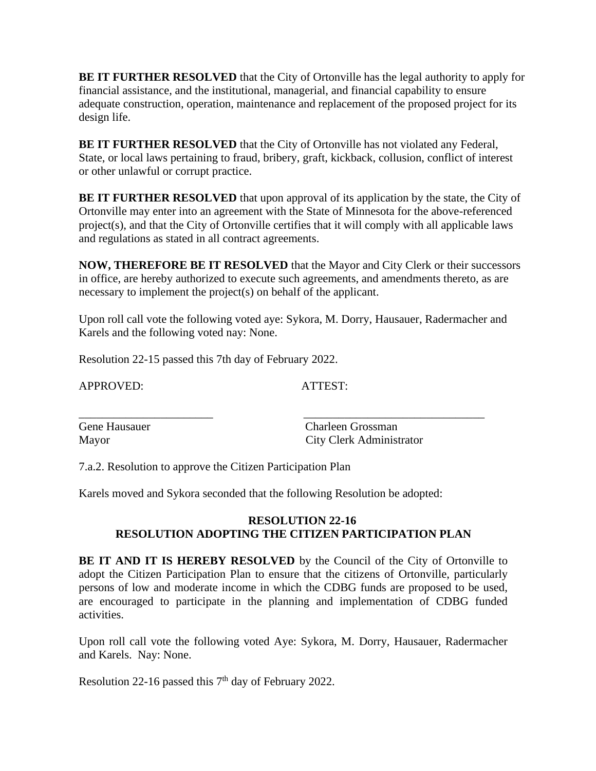**BE IT FURTHER RESOLVED** that the City of Ortonville has the legal authority to apply for financial assistance, and the institutional, managerial, and financial capability to ensure adequate construction, operation, maintenance and replacement of the proposed project for its design life.

**BE IT FURTHER RESOLVED** that the City of Ortonville has not violated any Federal, State, or local laws pertaining to fraud, bribery, graft, kickback, collusion, conflict of interest or other unlawful or corrupt practice.

**BE IT FURTHER RESOLVED** that upon approval of its application by the state, the City of Ortonville may enter into an agreement with the State of Minnesota for the above-referenced project(s), and that the City of Ortonville certifies that it will comply with all applicable laws and regulations as stated in all contract agreements.

**NOW, THEREFORE BE IT RESOLVED** that the Mayor and City Clerk or their successors in office, are hereby authorized to execute such agreements, and amendments thereto, as are necessary to implement the project(s) on behalf of the applicant.

Upon roll call vote the following voted aye: Sykora, M. Dorry, Hausauer, Radermacher and Karels and the following voted nay: None.

Resolution 22-15 passed this 7th day of February 2022.

| APPROVED: | ATTEST: |
|---|---|
| _______________________ | _______________________________ |
| Gene Hausauer | Charleen Grossman |
| Mayor | City Clerk Administrator |

7.a.2. Resolution to approve the Citizen Participation Plan

Karels moved and Sykora seconded that the following Resolution be adopted:

**RESOLUTION 22-16**
**RESOLUTION ADOPTING THE CITIZEN PARTICIPATION PLAN**

**BE IT AND IT IS HEREBY RESOLVED** by the Council of the City of Ortonville to adopt the Citizen Participation Plan to ensure that the citizens of Ortonville, particularly persons of low and moderate income in which the CDBG funds are proposed to be used, are encouraged to participate in the planning and implementation of CDBG funded activities.

Upon roll call vote the following voted Aye: Sykora, M. Dorry, Hausauer, Radermacher and Karels. Nay: None.

Resolution 22-16 passed this 7th day of February 2022.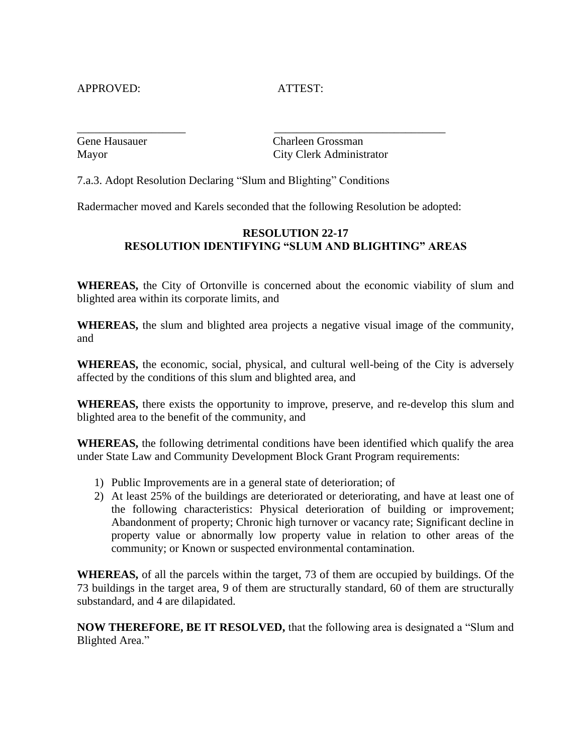APPROVED: ATTEST:

\_\_\_\_\_\_\_\_\_\_\_\_\_\_\_\_\_\_\_ \_\_\_\_\_\_\_\_\_\_\_\_\_\_\_\_\_\_\_\_\_\_\_\_\_\_\_\_\_\_

Gene Hausauer — Mayor

Charleen Grossman — City Clerk Administrator

7.a.3. Adopt Resolution Declaring "Slum and Blighting" Conditions

Radermacher moved and Karels seconded that the following Resolution be adopted:

**RESOLUTION 22-17**
**RESOLUTION IDENTIFYING "SLUM AND BLIGHTING" AREAS**

**WHEREAS,** the City of Ortonville is concerned about the economic viability of slum and blighted area within its corporate limits, and

**WHEREAS,** the slum and blighted area projects a negative visual image of the community, and

**WHEREAS,** the economic, social, physical, and cultural well-being of the City is adversely affected by the conditions of this slum and blighted area, and

**WHEREAS,** there exists the opportunity to improve, preserve, and re-develop this slum and blighted area to the benefit of the community, and

**WHEREAS,** the following detrimental conditions have been identified which qualify the area under State Law and Community Development Block Grant Program requirements:

1) Public Improvements are in a general state of deterioration; of
2) At least 25% of the buildings are deteriorated or deteriorating, and have at least one of the following characteristics: Physical deterioration of building or improvement; Abandonment of property; Chronic high turnover or vacancy rate; Significant decline in property value or abnormally low property value in relation to other areas of the community; or Known or suspected environmental contamination.

**WHEREAS,** of all the parcels within the target, 73 of them are occupied by buildings. Of the 73 buildings in the target area, 9 of them are structurally standard, 60 of them are structurally substandard, and 4 are dilapidated.

**NOW THEREFORE, BE IT RESOLVED,** that the following area is designated a "Slum and Blighted Area."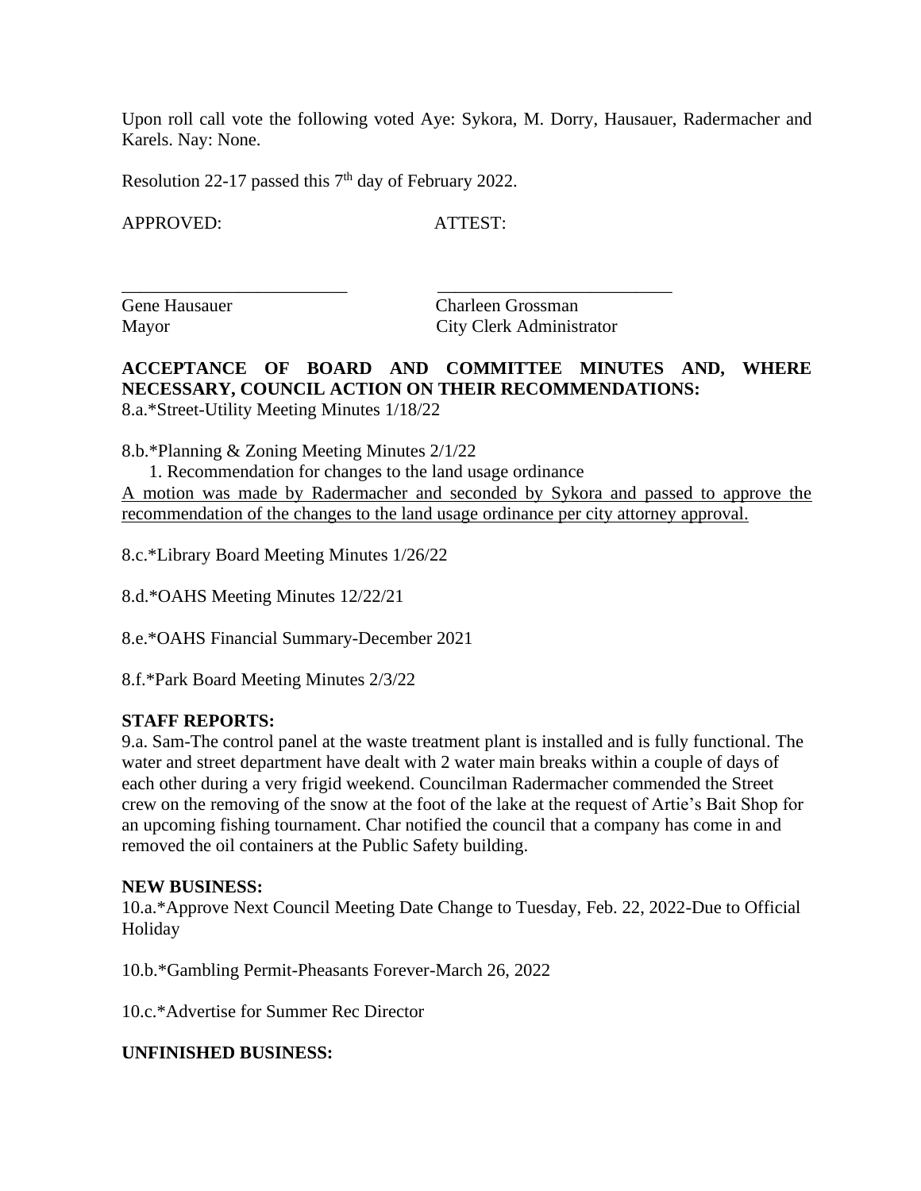Upon roll call vote the following voted Aye: Sykora, M. Dorry, Hausauer, Radermacher and Karels. Nay: None.

Resolution 22-17 passed this 7th day of February 2022.

APPROVED: ATTEST:

\_\_\_\_\_\_\_\_\_\_\_\_\_\_\_\_\_\_\_\_\_\_\_\_\_\_ \_\_\_\_\_\_\_\_\_\_\_\_\_\_\_\_\_\_\_\_\_\_\_\_\_\_\_

Gene Hausauer  
Mayor

Charleen Grossman  
City Clerk Administrator

**ACCEPTANCE OF BOARD AND COMMITTEE MINUTES AND, WHERE NECESSARY, COUNCIL ACTION ON THEIR RECOMMENDATIONS:**

8.a.*Street-Utility Meeting Minutes 1/18/22

8.b.*Planning & Zoning Meeting Minutes 2/1/22

1. Recommendation for changes to the land usage ordinance

<u>A motion was made by Radermacher and seconded by Sykora and passed to approve the recommendation of the changes to the land usage ordinance per city attorney approval.</u>

8.c.*Library Board Meeting Minutes 1/26/22

8.d.*OAHS Meeting Minutes 12/22/21

8.e.*OAHS Financial Summary-December 2021

8.f.*Park Board Meeting Minutes 2/3/22

**STAFF REPORTS:**

9.a. Sam-The control panel at the waste treatment plant is installed and is fully functional. The water and street department have dealt with 2 water main breaks within a couple of days of each other during a very frigid weekend. Councilman Radermacher commended the Street crew on the removing of the snow at the foot of the lake at the request of Artie's Bait Shop for an upcoming fishing tournament. Char notified the council that a company has come in and removed the oil containers at the Public Safety building.

**NEW BUSINESS:**

10.a.*Approve Next Council Meeting Date Change to Tuesday, Feb. 22, 2022-Due to Official Holiday

10.b.*Gambling Permit-Pheasants Forever-March 26, 2022

10.c.*Advertise for Summer Rec Director

**UNFINISHED BUSINESS:**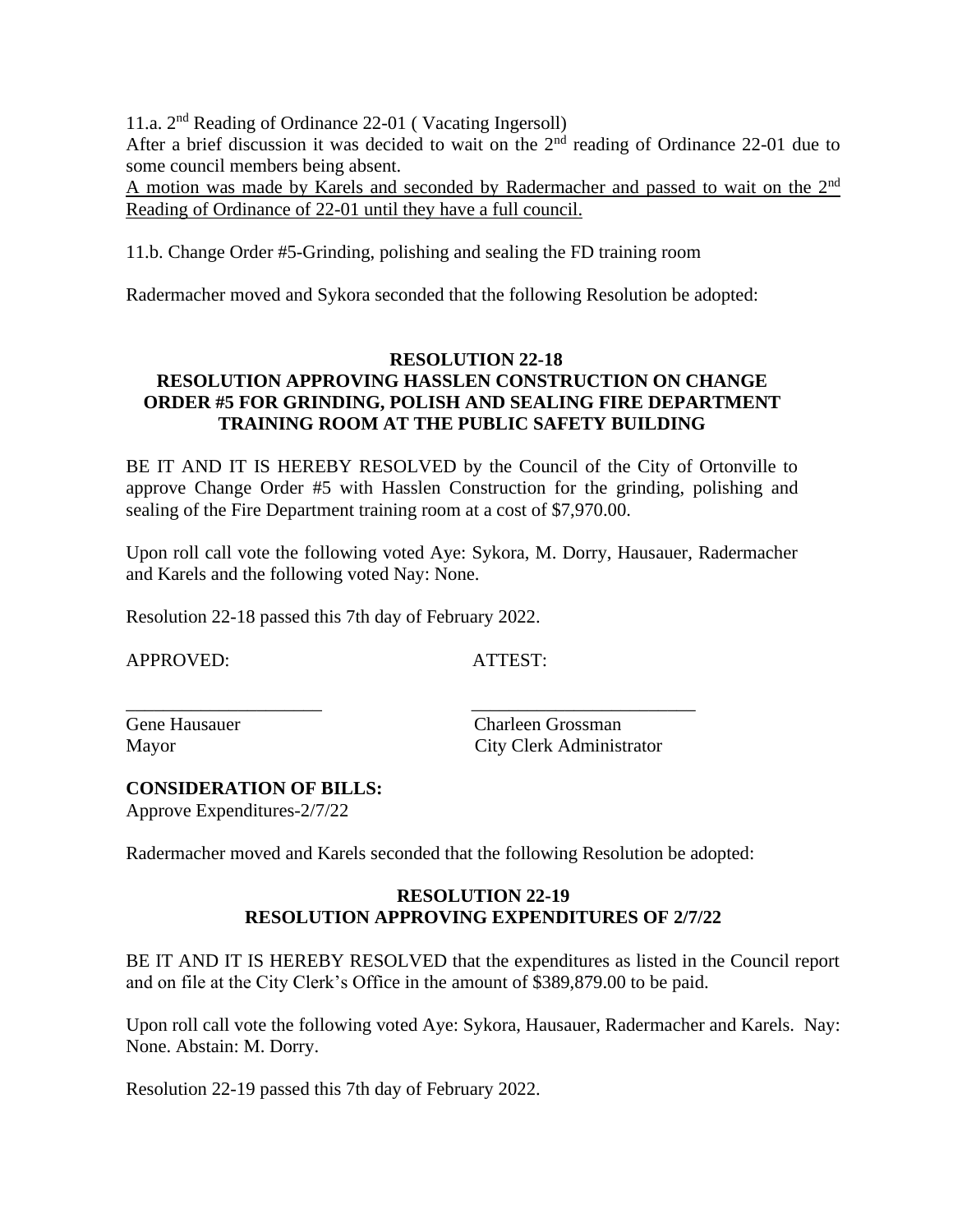11.a. 2nd Reading of Ordinance 22-01 ( Vacating Ingersoll)
After a brief discussion it was decided to wait on the 2nd reading of Ordinance 22-01 due to some council members being absent.
<u>A motion was made by Karels and seconded by Radermacher and passed to wait on the 2nd Reading of Ordinance of 22-01 until they have a full council.</u>

11.b. Change Order #5-Grinding, polishing and sealing the FD training room

Radermacher moved and Sykora seconded that the following Resolution be adopted:

**RESOLUTION 22-18**
**RESOLUTION APPROVING HASSLEN CONSTRUCTION ON CHANGE ORDER #5 FOR GRINDING, POLISH AND SEALING FIRE DEPARTMENT TRAINING ROOM AT THE PUBLIC SAFETY BUILDING**

BE IT AND IT IS HEREBY RESOLVED by the Council of the City of Ortonville to approve Change Order #5 with Hasslen Construction for the grinding, polishing and sealing of the Fire Department training room at a cost of $7,970.00.

Upon roll call vote the following voted Aye: Sykora, M. Dorry, Hausauer, Radermacher and Karels and the following voted Nay: None.

Resolution 22-18 passed this 7th day of February 2022.

APPROVED: ATTEST:

\_\_\_\_\_\_\_\_\_\_\_\_\_\_\_\_\_\_\_\_ \_\_\_\_\_\_\_\_\_\_\_\_\_\_\_\_\_\_\_\_\_\_\_\_

Gene Hausauer — Mayor

Charleen Grossman — City Clerk Administrator

**CONSIDERATION OF BILLS:**
Approve Expenditures-2/7/22

Radermacher moved and Karels seconded that the following Resolution be adopted:

**RESOLUTION 22-19**
**RESOLUTION APPROVING EXPENDITURES OF 2/7/22**

BE IT AND IT IS HEREBY RESOLVED that the expenditures as listed in the Council report and on file at the City Clerk's Office in the amount of $389,879.00 to be paid.

Upon roll call vote the following voted Aye: Sykora, Hausauer, Radermacher and Karels. Nay: None. Abstain: M. Dorry.

Resolution 22-19 passed this 7th day of February 2022.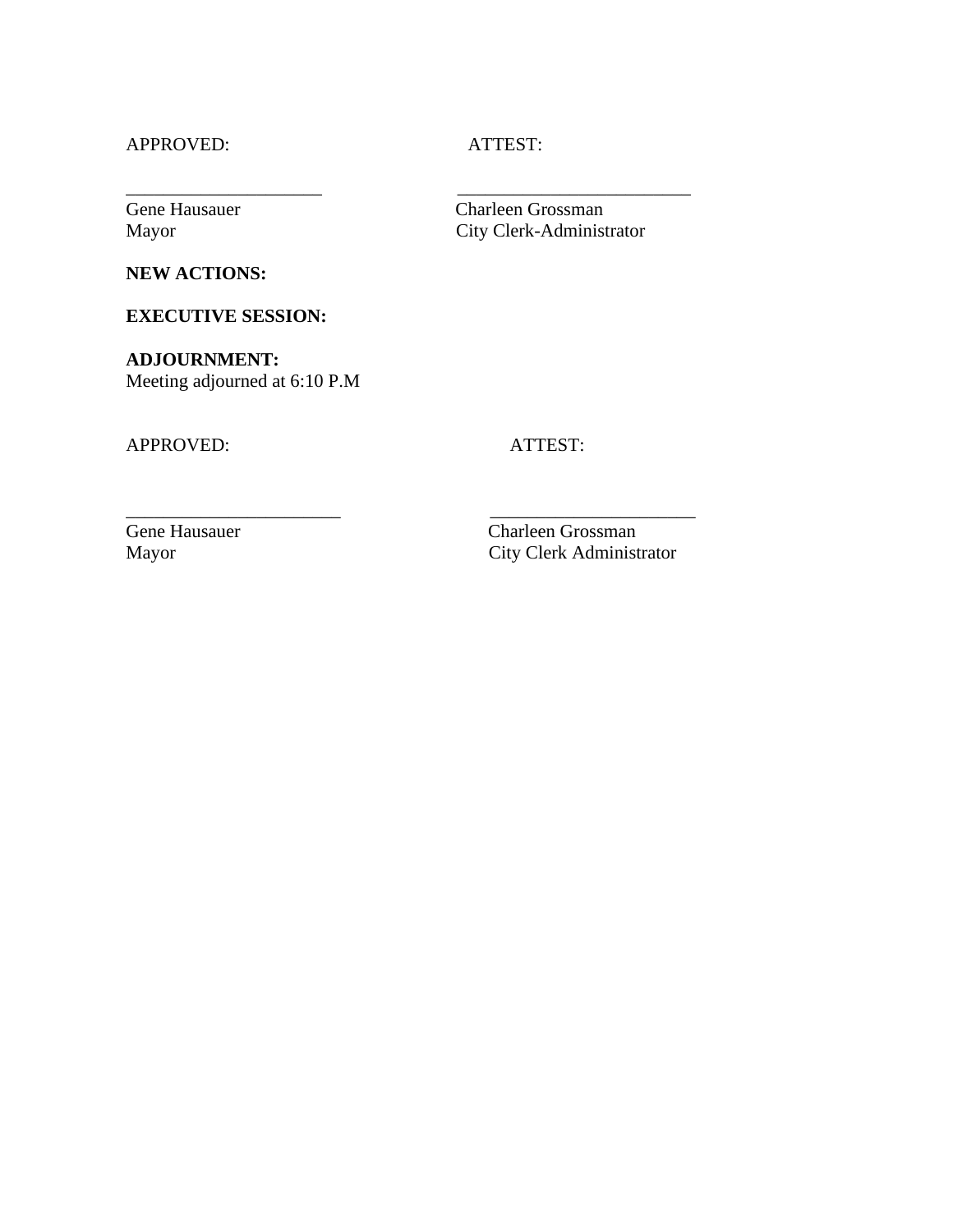APPROVED: ATTEST:

_____________________ _________________________

Gene Hausauer Charleen Grossman
Mayor City Clerk-Administrator

**NEW ACTIONS:**

**EXECUTIVE SESSION:**

**ADJOURNMENT:**
Meeting adjourned at 6:10 P.M

APPROVED: ATTEST:

_______________________ ______________________

Gene Hausauer Charleen Grossman
Mayor City Clerk Administrator